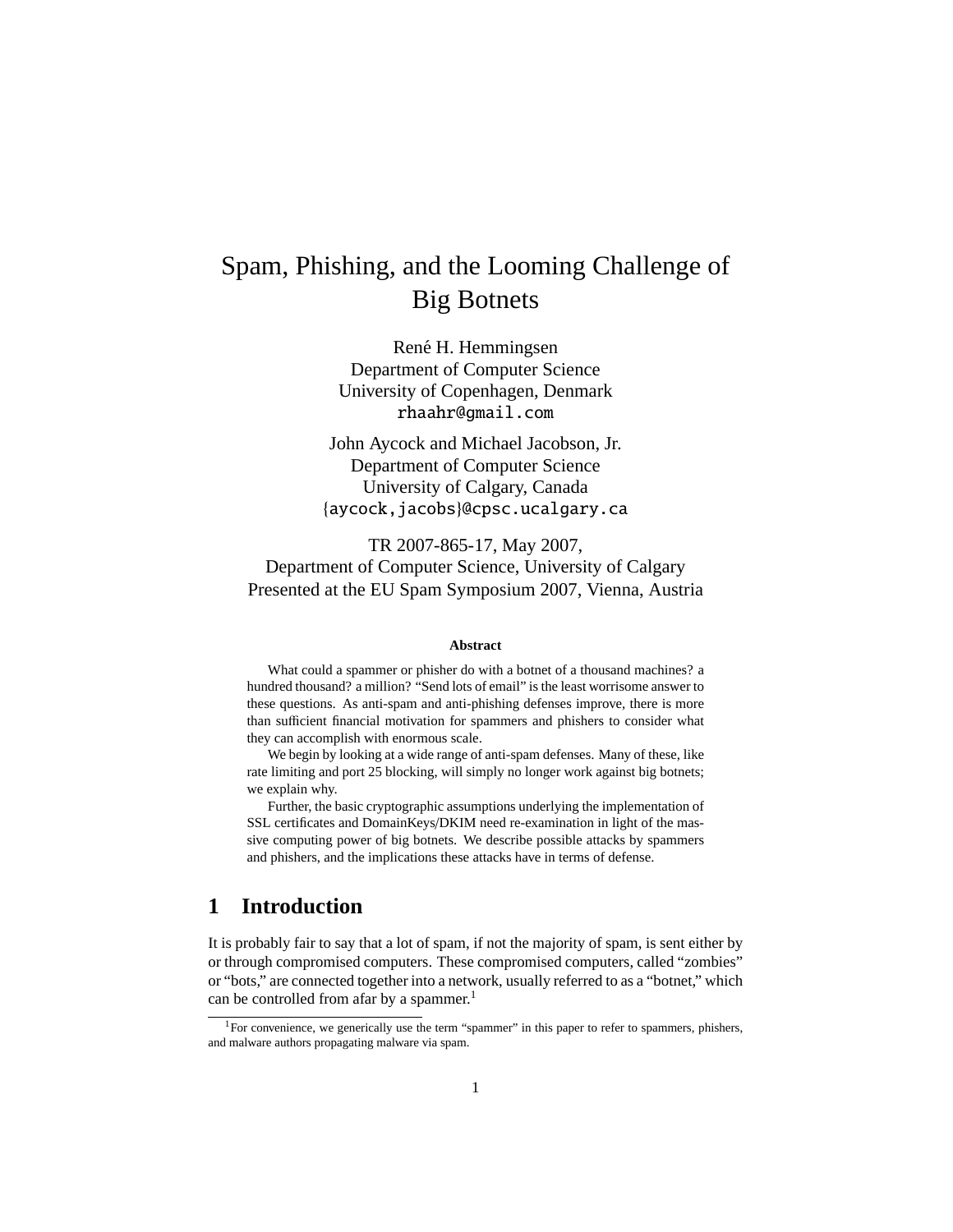# Spam, Phishing, and the Looming Challenge of Big Botnets

René H. Hemmingsen
Department of Computer Science
University of Copenhagen, Denmark
rhaahr@gmail.com

John Aycock and Michael Jacobson, Jr.
Department of Computer Science
University of Calgary, Canada
{aycock,jacobs}@cpsc.ucalgary.ca

TR 2007-865-17, May 2007,
Department of Computer Science, University of Calgary
Presented at the EU Spam Symposium 2007, Vienna, Austria

**Abstract**

What could a spammer or phisher do with a botnet of a thousand machines? a hundred thousand? a million? "Send lots of email" is the least worrisome answer to these questions. As anti-spam and anti-phishing defenses improve, there is more than sufficient financial motivation for spammers and phishers to consider what they can accomplish with enormous scale.

We begin by looking at a wide range of anti-spam defenses. Many of these, like rate limiting and port 25 blocking, will simply no longer work against big botnets; we explain why.

Further, the basic cryptographic assumptions underlying the implementation of SSL certificates and DomainKeys/DKIM need re-examination in light of the massive computing power of big botnets. We describe possible attacks by spammers and phishers, and the implications these attacks have in terms of defense.

## 1 Introduction

It is probably fair to say that a lot of spam, if not the majority of spam, is sent either by or through compromised computers. These compromised computers, called "zombies" or "bots," are connected together into a network, usually referred to as a "botnet," which can be controlled from afar by a spammer.[1]

[1] For convenience, we generically use the term "spammer" in this paper to refer to spammers, phishers, and malware authors propagating malware via spam.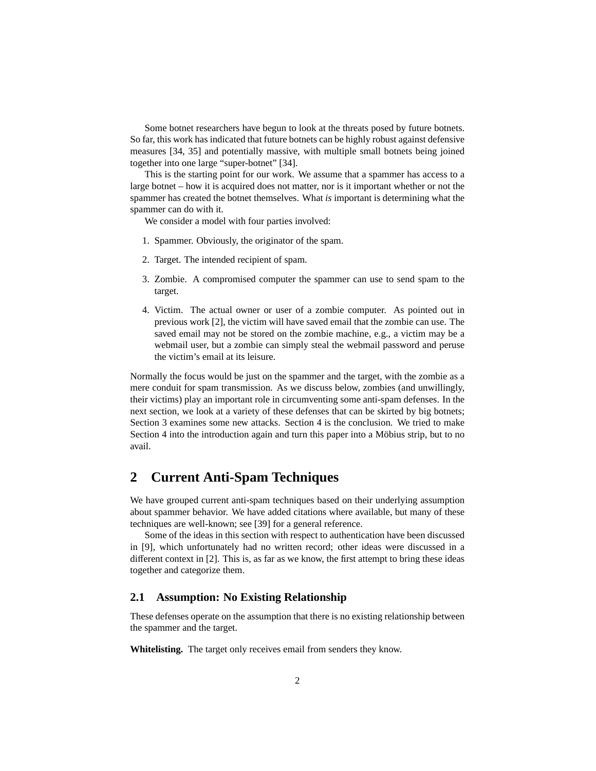Some botnet researchers have begun to look at the threats posed by future botnets. So far, this work has indicated that future botnets can be highly robust against defensive measures [34, 35] and potentially massive, with multiple small botnets being joined together into one large "super-botnet" [34].

This is the starting point for our work. We assume that a spammer has access to a large botnet – how it is acquired does not matter, nor is it important whether or not the spammer has created the botnet themselves. What *is* important is determining what the spammer can do with it.

We consider a model with four parties involved:

1. Spammer. Obviously, the originator of the spam.
2. Target. The intended recipient of spam.
3. Zombie. A compromised computer the spammer can use to send spam to the target.
4. Victim. The actual owner or user of a zombie computer. As pointed out in previous work [2], the victim will have saved email that the zombie can use. The saved email may not be stored on the zombie machine, e.g., a victim may be a webmail user, but a zombie can simply steal the webmail password and peruse the victim's email at its leisure.

Normally the focus would be just on the spammer and the target, with the zombie as a mere conduit for spam transmission. As we discuss below, zombies (and unwillingly, their victims) play an important role in circumventing some anti-spam defenses. In the next section, we look at a variety of these defenses that can be skirted by big botnets; Section 3 examines some new attacks. Section 4 is the conclusion. We tried to make Section 4 into the introduction again and turn this paper into a Möbius strip, but to no avail.

## 2 Current Anti-Spam Techniques

We have grouped current anti-spam techniques based on their underlying assumption about spammer behavior. We have added citations where available, but many of these techniques are well-known; see [39] for a general reference.

Some of the ideas in this section with respect to authentication have been discussed in [9], which unfortunately had no written record; other ideas were discussed in a different context in [2]. This is, as far as we know, the first attempt to bring these ideas together and categorize them.

### 2.1 Assumption: No Existing Relationship

These defenses operate on the assumption that there is no existing relationship between the spammer and the target.

**Whitelisting.** The target only receives email from senders they know.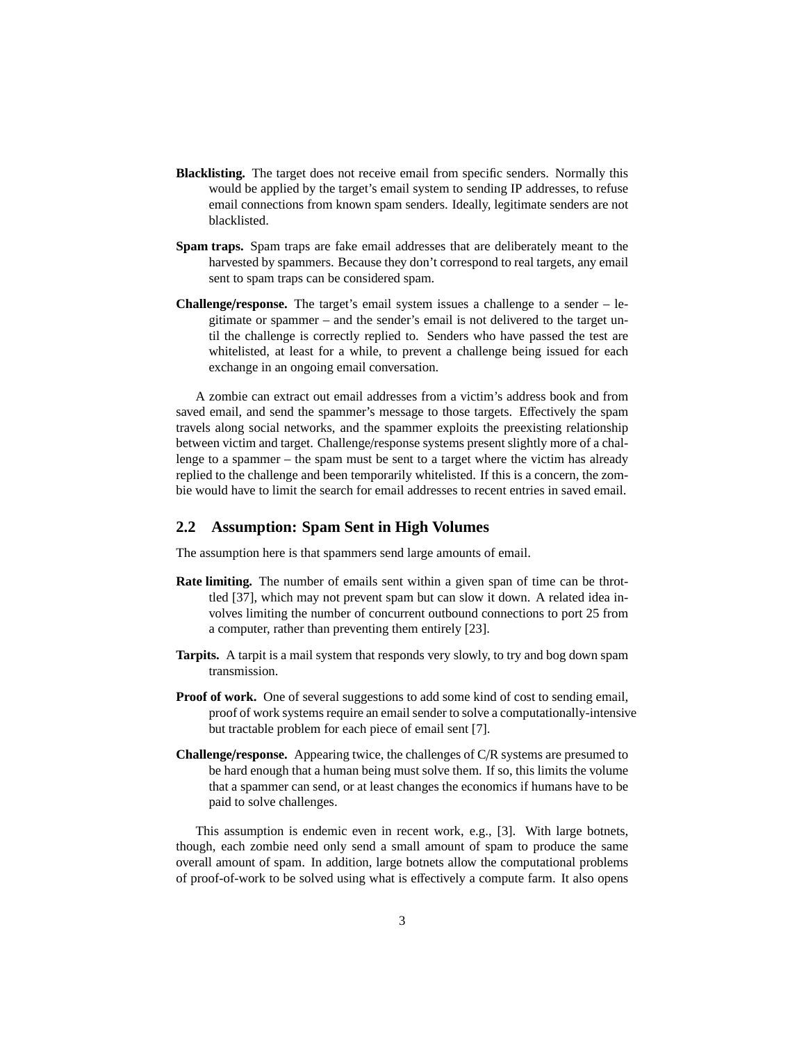**Blacklisting.** The target does not receive email from specific senders. Normally this would be applied by the target's email system to sending IP addresses, to refuse email connections from known spam senders. Ideally, legitimate senders are not blacklisted.

**Spam traps.** Spam traps are fake email addresses that are deliberately meant to the harvested by spammers. Because they don't correspond to real targets, any email sent to spam traps can be considered spam.

**Challenge/response.** The target's email system issues a challenge to a sender – legitimate or spammer – and the sender's email is not delivered to the target until the challenge is correctly replied to. Senders who have passed the test are whitelisted, at least for a while, to prevent a challenge being issued for each exchange in an ongoing email conversation.

A zombie can extract out email addresses from a victim's address book and from saved email, and send the spammer's message to those targets. Effectively the spam travels along social networks, and the spammer exploits the preexisting relationship between victim and target. Challenge/response systems present slightly more of a challenge to a spammer – the spam must be sent to a target where the victim has already replied to the challenge and been temporarily whitelisted. If this is a concern, the zombie would have to limit the search for email addresses to recent entries in saved email.

## 2.2 Assumption: Spam Sent in High Volumes

The assumption here is that spammers send large amounts of email.

**Rate limiting.** The number of emails sent within a given span of time can be throttled [37], which may not prevent spam but can slow it down. A related idea involves limiting the number of concurrent outbound connections to port 25 from a computer, rather than preventing them entirely [23].

**Tarpits.** A tarpit is a mail system that responds very slowly, to try and bog down spam transmission.

**Proof of work.** One of several suggestions to add some kind of cost to sending email, proof of work systems require an email sender to solve a computationally-intensive but tractable problem for each piece of email sent [7].

**Challenge/response.** Appearing twice, the challenges of C/R systems are presumed to be hard enough that a human being must solve them. If so, this limits the volume that a spammer can send, or at least changes the economics if humans have to be paid to solve challenges.

This assumption is endemic even in recent work, e.g., [3]. With large botnets, though, each zombie need only send a small amount of spam to produce the same overall amount of spam. In addition, large botnets allow the computational problems of proof-of-work to be solved using what is effectively a compute farm. It also opens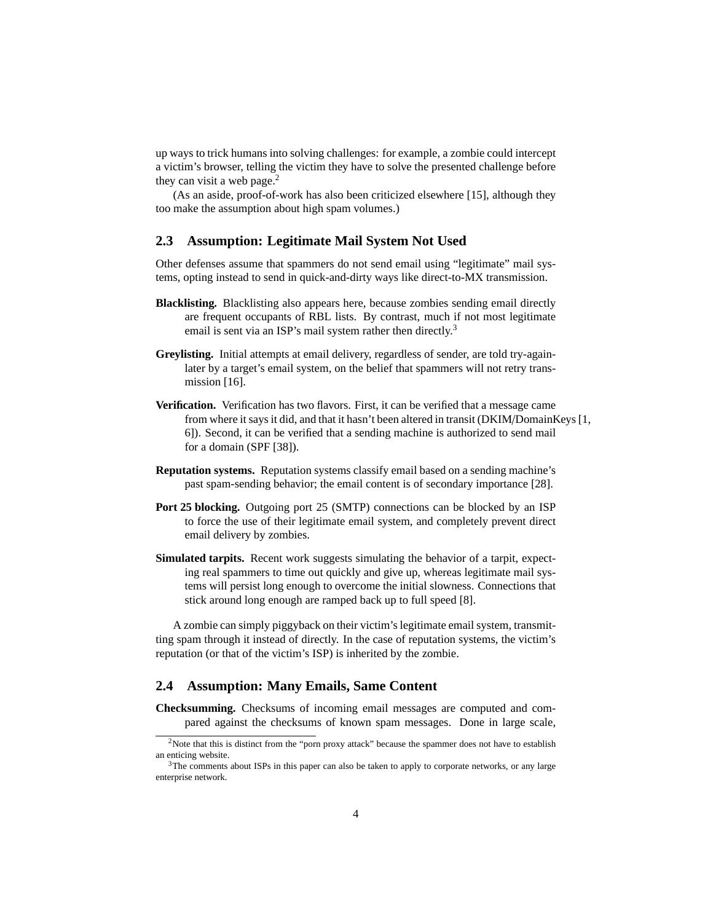up ways to trick humans into solving challenges: for example, a zombie could intercept a victim's browser, telling the victim they have to solve the presented challenge before they can visit a web page.[2]

(As an aside, proof-of-work has also been criticized elsewhere [15], although they too make the assumption about high spam volumes.)

## 2.3 Assumption: Legitimate Mail System Not Used

Other defenses assume that spammers do not send email using "legitimate" mail systems, opting instead to send in quick-and-dirty ways like direct-to-MX transmission.

**Blacklisting.** Blacklisting also appears here, because zombies sending email directly are frequent occupants of RBL lists. By contrast, much if not most legitimate email is sent via an ISP's mail system rather then directly.[3]

**Greylisting.** Initial attempts at email delivery, regardless of sender, are told try-again-later by a target's email system, on the belief that spammers will not retry transmission [16].

**Verification.** Verification has two flavors. First, it can be verified that a message came from where it says it did, and that it hasn't been altered in transit (DKIM/DomainKeys [1, 6]). Second, it can be verified that a sending machine is authorized to send mail for a domain (SPF [38]).

**Reputation systems.** Reputation systems classify email based on a sending machine's past spam-sending behavior; the email content is of secondary importance [28].

**Port 25 blocking.** Outgoing port 25 (SMTP) connections can be blocked by an ISP to force the use of their legitimate email system, and completely prevent direct email delivery by zombies.

**Simulated tarpits.** Recent work suggests simulating the behavior of a tarpit, expecting real spammers to time out quickly and give up, whereas legitimate mail systems will persist long enough to overcome the initial slowness. Connections that stick around long enough are ramped back up to full speed [8].

A zombie can simply piggyback on their victim's legitimate email system, transmitting spam through it instead of directly. In the case of reputation systems, the victim's reputation (or that of the victim's ISP) is inherited by the zombie.

## 2.4 Assumption: Many Emails, Same Content

**Checksumming.** Checksums of incoming email messages are computed and compared against the checksums of known spam messages. Done in large scale,

---

[2] Note that this is distinct from the "porn proxy attack" because the spammer does not have to establish an enticing website.

[3] The comments about ISPs in this paper can also be taken to apply to corporate networks, or any large enterprise network.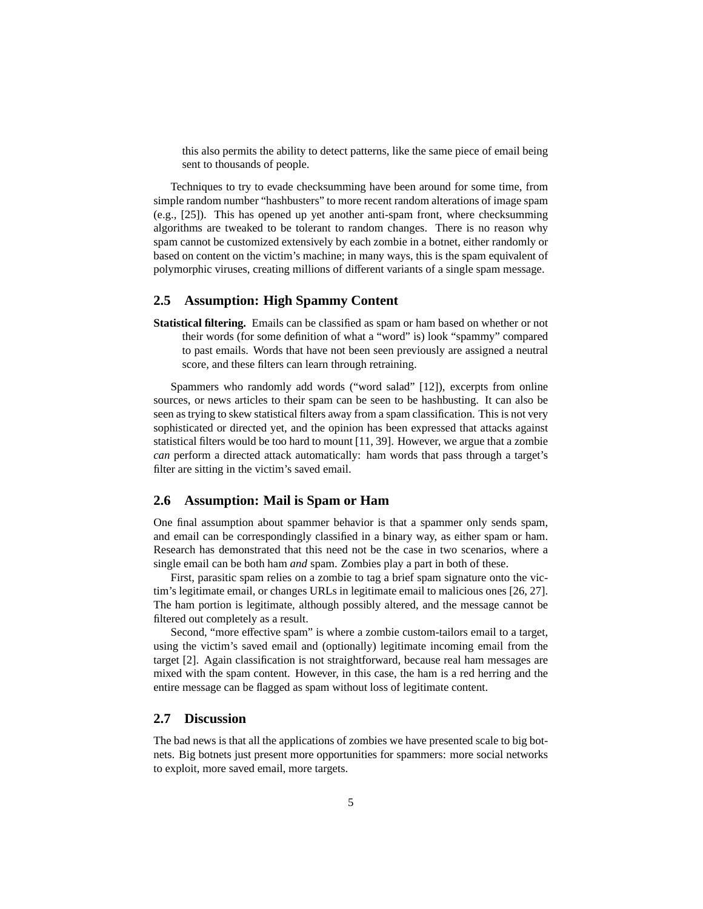this also permits the ability to detect patterns, like the same piece of email being sent to thousands of people.

Techniques to try to evade checksumming have been around for some time, from simple random number "hashbusters" to more recent random alterations of image spam (e.g., [25]). This has opened up yet another anti-spam front, where checksumming algorithms are tweaked to be tolerant to random changes. There is no reason why spam cannot be customized extensively by each zombie in a botnet, either randomly or based on content on the victim's machine; in many ways, this is the spam equivalent of polymorphic viruses, creating millions of different variants of a single spam message.

## 2.5 Assumption: High Spammy Content

**Statistical filtering.** Emails can be classified as spam or ham based on whether or not their words (for some definition of what a "word" is) look "spammy" compared to past emails. Words that have not been seen previously are assigned a neutral score, and these filters can learn through retraining.

Spammers who randomly add words ("word salad" [12]), excerpts from online sources, or news articles to their spam can be seen to be hashbusting. It can also be seen as trying to skew statistical filters away from a spam classification. This is not very sophisticated or directed yet, and the opinion has been expressed that attacks against statistical filters would be too hard to mount [11, 39]. However, we argue that a zombie *can* perform a directed attack automatically: ham words that pass through a target's filter are sitting in the victim's saved email.

## 2.6 Assumption: Mail is Spam or Ham

One final assumption about spammer behavior is that a spammer only sends spam, and email can be correspondingly classified in a binary way, as either spam or ham. Research has demonstrated that this need not be the case in two scenarios, where a single email can be both ham *and* spam. Zombies play a part in both of these.

First, parasitic spam relies on a zombie to tag a brief spam signature onto the victim's legitimate email, or changes URLs in legitimate email to malicious ones [26, 27]. The ham portion is legitimate, although possibly altered, and the message cannot be filtered out completely as a result.

Second, "more effective spam" is where a zombie custom-tailors email to a target, using the victim's saved email and (optionally) legitimate incoming email from the target [2]. Again classification is not straightforward, because real ham messages are mixed with the spam content. However, in this case, the ham is a red herring and the entire message can be flagged as spam without loss of legitimate content.

## 2.7 Discussion

The bad news is that all the applications of zombies we have presented scale to big botnets. Big botnets just present more opportunities for spammers: more social networks to exploit, more saved email, more targets.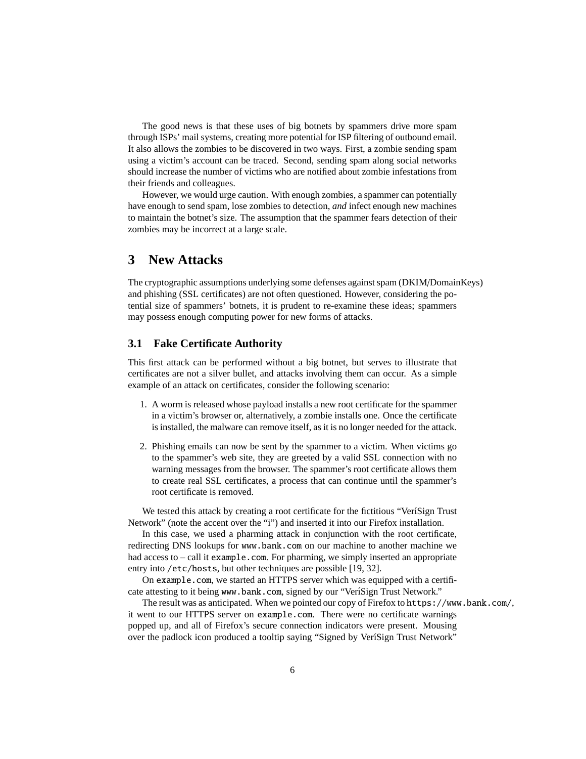The good news is that these uses of big botnets by spammers drive more spam through ISPs' mail systems, creating more potential for ISP filtering of outbound email. It also allows the zombies to be discovered in two ways. First, a zombie sending spam using a victim's account can be traced. Second, sending spam along social networks should increase the number of victims who are notified about zombie infestations from their friends and colleagues.

However, we would urge caution. With enough zombies, a spammer can potentially have enough to send spam, lose zombies to detection, *and* infect enough new machines to maintain the botnet's size. The assumption that the spammer fears detection of their zombies may be incorrect at a large scale.

# 3 New Attacks

The cryptographic assumptions underlying some defenses against spam (DKIM/DomainKeys) and phishing (SSL certificates) are not often questioned. However, considering the potential size of spammers' botnets, it is prudent to re-examine these ideas; spammers may possess enough computing power for new forms of attacks.

## 3.1 Fake Certificate Authority

This first attack can be performed without a big botnet, but serves to illustrate that certificates are not a silver bullet, and attacks involving them can occur. As a simple example of an attack on certificates, consider the following scenario:

1. A worm is released whose payload installs a new root certificate for the spammer in a victim's browser or, alternatively, a zombie installs one. Once the certificate is installed, the malware can remove itself, as it is no longer needed for the attack.
2. Phishing emails can now be sent by the spammer to a victim. When victims go to the spammer's web site, they are greeted by a valid SSL connection with no warning messages from the browser. The spammer's root certificate allows them to create real SSL certificates, a process that can continue until the spammer's root certificate is removed.

We tested this attack by creating a root certificate for the fictitious "VeríSign Trust Network" (note the accent over the "i") and inserted it into our Firefox installation.

In this case, we used a pharming attack in conjunction with the root certificate, redirecting DNS lookups for `www.bank.com` on our machine to another machine we had access to – call it `example.com`. For pharming, we simply inserted an appropriate entry into `/etc/hosts`, but other techniques are possible [19, 32].

On `example.com`, we started an HTTPS server which was equipped with a certificate attesting to it being `www.bank.com`, signed by our "VeríSign Trust Network."

The result was as anticipated. When we pointed our copy of Firefox to `https://www.bank.com/`, it went to our HTTPS server on `example.com`. There were no certificate warnings popped up, and all of Firefox's secure connection indicators were present. Mousing over the padlock icon produced a tooltip saying "Signed by VeríSign Trust Network"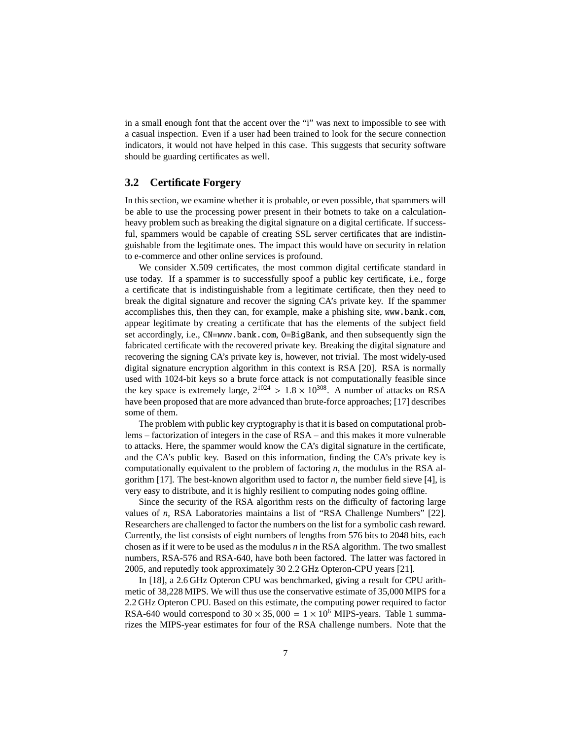in a small enough font that the accent over the "i" was next to impossible to see with a casual inspection. Even if a user had been trained to look for the secure connection indicators, it would not have helped in this case. This suggests that security software should be guarding certificates as well.

### 3.2 Certificate Forgery

In this section, we examine whether it is probable, or even possible, that spammers will be able to use the processing power present in their botnets to take on a calculation-heavy problem such as breaking the digital signature on a digital certificate. If successful, spammers would be capable of creating SSL server certificates that are indistinguishable from the legitimate ones. The impact this would have on security in relation to e-commerce and other online services is profound.

We consider X.509 certificates, the most common digital certificate standard in use today. If a spammer is to successfully spoof a public key certificate, i.e., forge a certificate that is indistinguishable from a legitimate certificate, then they need to break the digital signature and recover the signing CA's private key. If the spammer accomplishes this, then they can, for example, make a phishing site, `www.bank.com`, appear legitimate by creating a certificate that has the elements of the subject field set accordingly, i.e., `CN=www.bank.com`, `O=BigBank`, and then subsequently sign the fabricated certificate with the recovered private key. Breaking the digital signature and recovering the signing CA's private key is, however, not trivial. The most widely-used digital signature encryption algorithm in this context is RSA [20]. RSA is normally used with 1024-bit keys so a brute force attack is not computationally feasible since the key space is extremely large, $2^{1024} > 1.8 \times 10^{308}$. A number of attacks on RSA have been proposed that are more advanced than brute-force approaches; [17] describes some of them.

The problem with public key cryptography is that it is based on computational problems – factorization of integers in the case of RSA – and this makes it more vulnerable to attacks. Here, the spammer would know the CA's digital signature in the certificate, and the CA's public key. Based on this information, finding the CA's private key is computationally equivalent to the problem of factoring $n$, the modulus in the RSA algorithm [17]. The best-known algorithm used to factor $n$, the number field sieve [4], is very easy to distribute, and it is highly resilient to computing nodes going offline.

Since the security of the RSA algorithm rests on the difficulty of factoring large values of $n$, RSA Laboratories maintains a list of "RSA Challenge Numbers" [22]. Researchers are challenged to factor the numbers on the list for a symbolic cash reward. Currently, the list consists of eight numbers of lengths from 576 bits to 2048 bits, each chosen as if it were to be used as the modulus $n$ in the RSA algorithm. The two smallest numbers, RSA-576 and RSA-640, have both been factored. The latter was factored in 2005, and reputedly took approximately 30 2.2 GHz Opteron-CPU years [21].

In [18], a 2.6 GHz Opteron CPU was benchmarked, giving a result for CPU arithmetic of 38,228 MIPS. We will thus use the conservative estimate of 35,000 MIPS for a 2.2 GHz Opteron CPU. Based on this estimate, the computing power required to factor RSA-640 would correspond to $30 \times 35,000 = 1 \times 10^{6}$ MIPS-years. Table 1 summarizes the MIPS-year estimates for four of the RSA challenge numbers. Note that the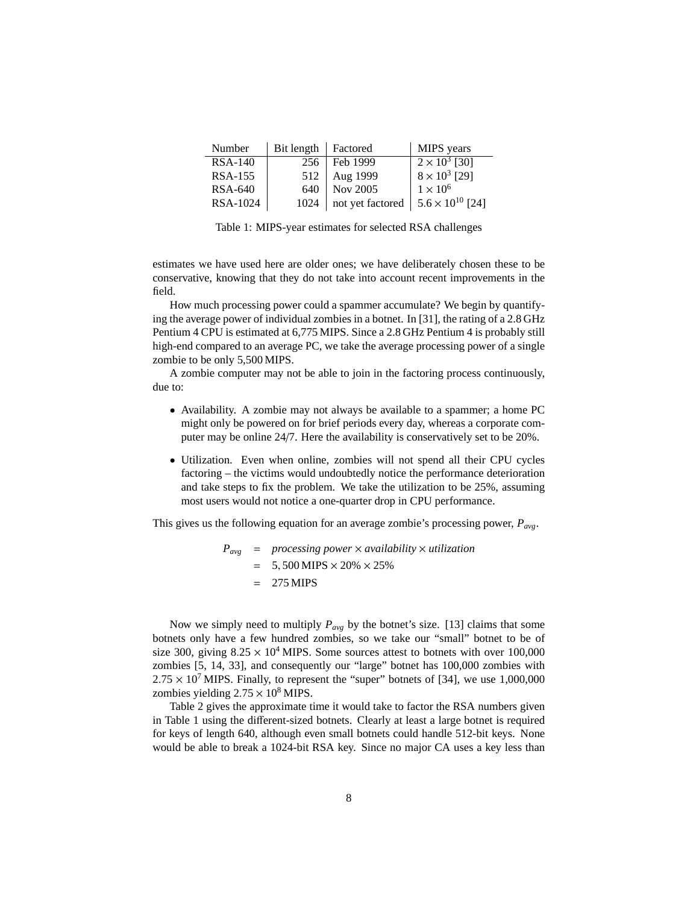| Number | Bit length | Factored | MIPS years |
|---|---|---|---|
| RSA-140 | 256 | Feb 1999 | $2 \times 10^3$ [30] |
| RSA-155 | 512 | Aug 1999 | $8 \times 10^3$ [29] |
| RSA-640 | 640 | Nov 2005 | $1 \times 10^6$ |
| RSA-1024 | 1024 | not yet factored | $5.6 \times 10^{10}$ [24] |

Table 1: MIPS-year estimates for selected RSA challenges

estimates we have used here are older ones; we have deliberately chosen these to be conservative, knowing that they do not take into account recent improvements in the field.

How much processing power could a spammer accumulate? We begin by quantifying the average power of individual zombies in a botnet. In [31], the rating of a 2.8 GHz Pentium 4 CPU is estimated at 6,775 MIPS. Since a 2.8 GHz Pentium 4 is probably still high-end compared to an average PC, we take the average processing power of a single zombie to be only 5,500 MIPS.

A zombie computer may not be able to join in the factoring process continuously, due to:

- Availability. A zombie may not always be available to a spammer; a home PC might only be powered on for brief periods every day, whereas a corporate computer may be online 24/7. Here the availability is conservatively set to be 20%.
- Utilization. Even when online, zombies will not spend all their CPU cycles factoring – the victims would undoubtedly notice the performance deterioration and take steps to fix the problem. We take the utilization to be 25%, assuming most users would not notice a one-quarter drop in CPU performance.

This gives us the following equation for an average zombie's processing power, $P_{avg}$.

$$
\begin{aligned}
P_{avg} &= \textit{processing power} \times \textit{availability} \times \textit{utilization} \\
&= 5,500\,\text{MIPS} \times 20\% \times 25\% \\
&= 275\,\text{MIPS}
\end{aligned}
$$

Now we simply need to multiply $P_{avg}$ by the botnet's size. [13] claims that some botnets only have a few hundred zombies, so we take our "small" botnet to be of size 300, giving $8.25 \times 10^4$ MIPS. Some sources attest to botnets with over 100,000 zombies [5, 14, 33], and consequently our "large" botnet has 100,000 zombies with $2.75 \times 10^7$ MIPS. Finally, to represent the "super" botnets of [34], we use 1,000,000 zombies yielding $2.75 \times 10^8$ MIPS.

Table 2 gives the approximate time it would take to factor the RSA numbers given in Table 1 using the different-sized botnets. Clearly at least a large botnet is required for keys of length 640, although even small botnets could handle 512-bit keys. None would be able to break a 1024-bit RSA key. Since no major CA uses a key less than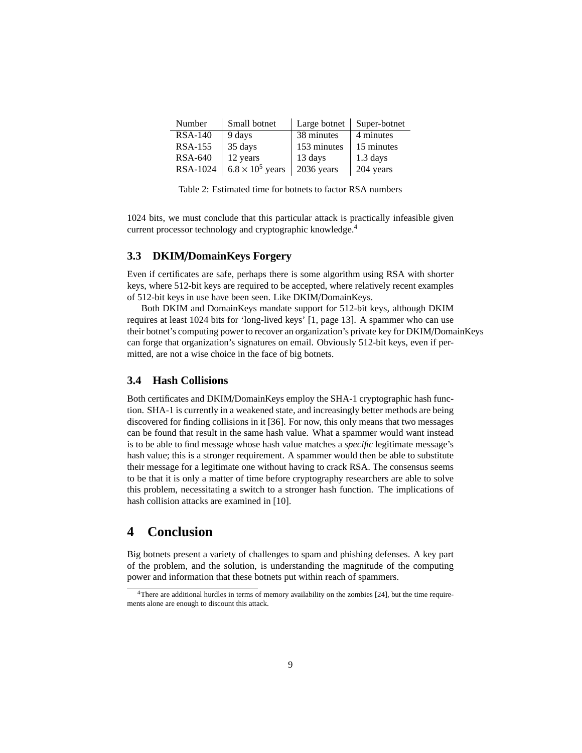| Number | Small botnet | Large botnet | Super-botnet |
|---|---|---|---|
| RSA-140 | 9 days | 38 minutes | 4 minutes |
| RSA-155 | 35 days | 153 minutes | 15 minutes |
| RSA-640 | 12 years | 13 days | 1.3 days |
| RSA-1024 | $6.8 \times 10^5$ years | 2036 years | 204 years |

Table 2: Estimated time for botnets to factor RSA numbers

1024 bits, we must conclude that this particular attack is practically infeasible given current processor technology and cryptographic knowledge.[4]

### 3.3 DKIM/DomainKeys Forgery

Even if certificates are safe, perhaps there is some algorithm using RSA with shorter keys, where 512-bit keys are required to be accepted, where relatively recent examples of 512-bit keys in use have been seen. Like DKIM/DomainKeys.

Both DKIM and DomainKeys mandate support for 512-bit keys, although DKIM requires at least 1024 bits for 'long-lived keys' [1, page 13]. A spammer who can use their botnet's computing power to recover an organization's private key for DKIM/DomainKeys can forge that organization's signatures on email. Obviously 512-bit keys, even if permitted, are not a wise choice in the face of big botnets.

### 3.4 Hash Collisions

Both certificates and DKIM/DomainKeys employ the SHA-1 cryptographic hash function. SHA-1 is currently in a weakened state, and increasingly better methods are being discovered for finding collisions in it [36]. For now, this only means that two messages can be found that result in the same hash value. What a spammer would want instead is to be able to find message whose hash value matches a *specific* legitimate message's hash value; this is a stronger requirement. A spammer would then be able to substitute their message for a legitimate one without having to crack RSA. The consensus seems to be that it is only a matter of time before cryptography researchers are able to solve this problem, necessitating a switch to a stronger hash function. The implications of hash collision attacks are examined in [10].

## 4 Conclusion

Big botnets present a variety of challenges to spam and phishing defenses. A key part of the problem, and the solution, is understanding the magnitude of the computing power and information that these botnets put within reach of spammers.

[4] There are additional hurdles in terms of memory availability on the zombies [24], but the time requirements alone are enough to discount this attack.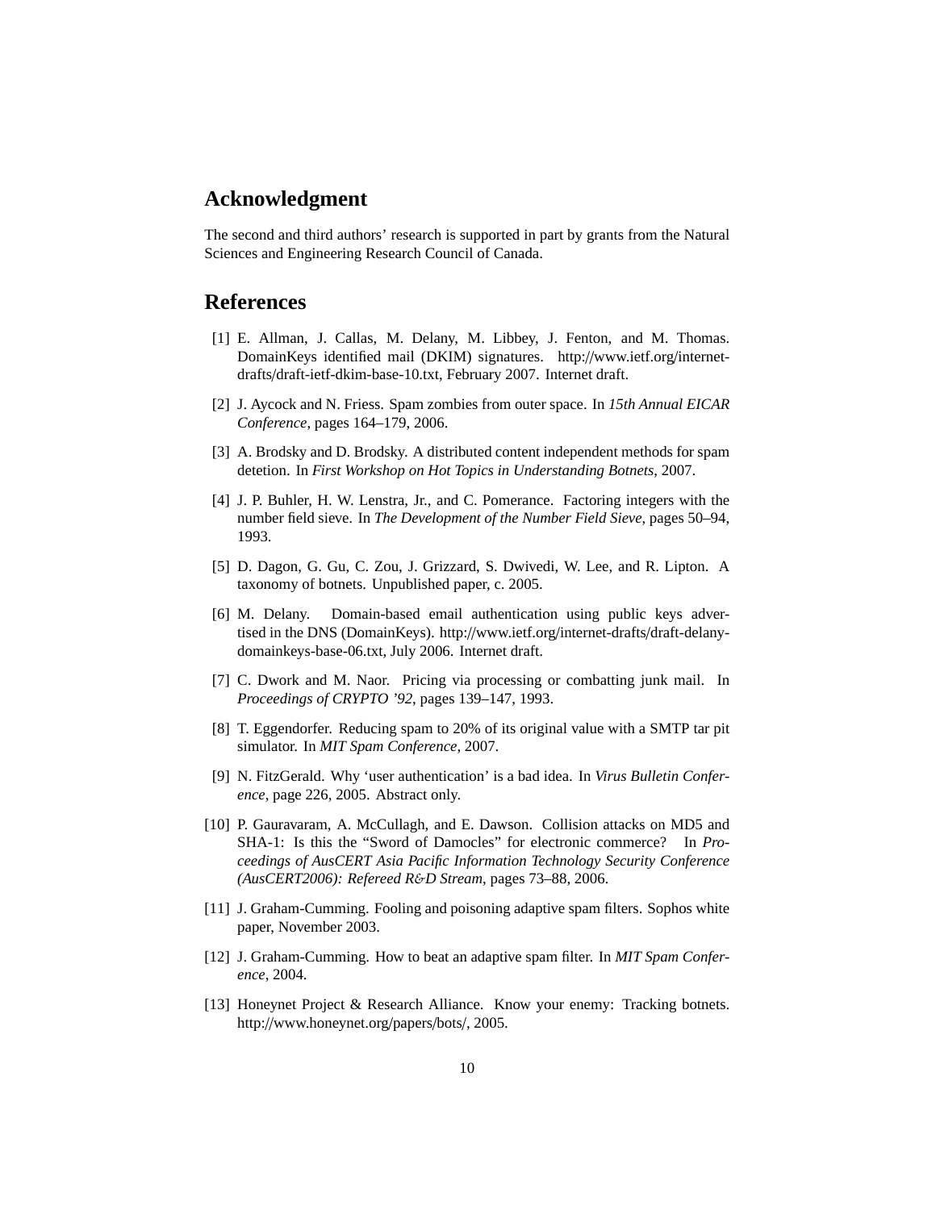## Acknowledgment

The second and third authors' research is supported in part by grants from the Natural Sciences and Engineering Research Council of Canada.

## References

[1] E. Allman, J. Callas, M. Delany, M. Libbey, J. Fenton, and M. Thomas. DomainKeys identified mail (DKIM) signatures. http://www.ietf.org/internet-drafts/draft-ietf-dkim-base-10.txt, February 2007. Internet draft.

[2] J. Aycock and N. Friess. Spam zombies from outer space. In *15th Annual EICAR Conference*, pages 164–179, 2006.

[3] A. Brodsky and D. Brodsky. A distributed content independent methods for spam detetion. In *First Workshop on Hot Topics in Understanding Botnets*, 2007.

[4] J. P. Buhler, H. W. Lenstra, Jr., and C. Pomerance. Factoring integers with the number field sieve. In *The Development of the Number Field Sieve*, pages 50–94, 1993.

[5] D. Dagon, G. Gu, C. Zou, J. Grizzard, S. Dwivedi, W. Lee, and R. Lipton. A taxonomy of botnets. Unpublished paper, c. 2005.

[6] M. Delany. Domain-based email authentication using public keys advertised in the DNS (DomainKeys). http://www.ietf.org/internet-drafts/draft-delany-domainkeys-base-06.txt, July 2006. Internet draft.

[7] C. Dwork and M. Naor. Pricing via processing or combatting junk mail. In *Proceedings of CRYPTO '92*, pages 139–147, 1993.

[8] T. Eggendorfer. Reducing spam to 20% of its original value with a SMTP tar pit simulator. In *MIT Spam Conference*, 2007.

[9] N. FitzGerald. Why 'user authentication' is a bad idea. In *Virus Bulletin Conference*, page 226, 2005. Abstract only.

[10] P. Gauravaram, A. McCullagh, and E. Dawson. Collision attacks on MD5 and SHA-1: Is this the "Sword of Damocles" for electronic commerce? In *Proceedings of AusCERT Asia Pacific Information Technology Security Conference (AusCERT2006): Refereed R&D Stream*, pages 73–88, 2006.

[11] J. Graham-Cumming. Fooling and poisoning adaptive spam filters. Sophos white paper, November 2003.

[12] J. Graham-Cumming. How to beat an adaptive spam filter. In *MIT Spam Conference*, 2004.

[13] Honeynet Project & Research Alliance. Know your enemy: Tracking botnets. http://www.honeynet.org/papers/bots/, 2005.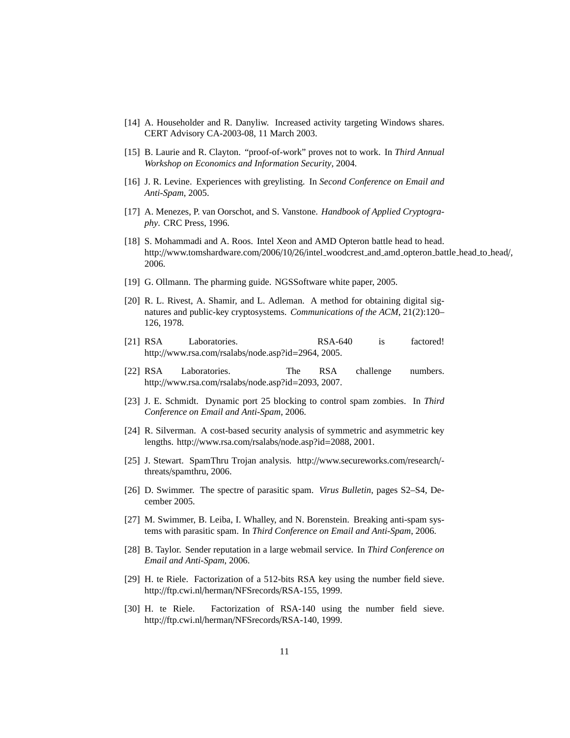[14] A. Householder and R. Danyliw. Increased activity targeting Windows shares. CERT Advisory CA-2003-08, 11 March 2003.

[15] B. Laurie and R. Clayton. "proof-of-work" proves not to work. In *Third Annual Workshop on Economics and Information Security*, 2004.

[16] J. R. Levine. Experiences with greylisting. In *Second Conference on Email and Anti-Spam*, 2005.

[17] A. Menezes, P. van Oorschot, and S. Vanstone. *Handbook of Applied Cryptography*. CRC Press, 1996.

[18] S. Mohammadi and A. Roos. Intel Xeon and AMD Opteron battle head to head. http://www.tomshardware.com/2006/10/26/intel_woodcrest_and_amd_opteron_battle_head_to_head/, 2006.

[19] G. Ollmann. The pharming guide. NGSSoftware white paper, 2005.

[20] R. L. Rivest, A. Shamir, and L. Adleman. A method for obtaining digital signatures and public-key cryptosystems. *Communications of the ACM*, 21(2):120–126, 1978.

[21] RSA Laboratories. RSA-640 is factored! http://www.rsa.com/rsalabs/node.asp?id=2964, 2005.

[22] RSA Laboratories. The RSA challenge numbers. http://www.rsa.com/rsalabs/node.asp?id=2093, 2007.

[23] J. E. Schmidt. Dynamic port 25 blocking to control spam zombies. In *Third Conference on Email and Anti-Spam*, 2006.

[24] R. Silverman. A cost-based security analysis of symmetric and asymmetric key lengths. http://www.rsa.com/rsalabs/node.asp?id=2088, 2001.

[25] J. Stewart. SpamThru Trojan analysis. http://www.secureworks.com/research/-threats/spamthru, 2006.

[26] D. Swimmer. The spectre of parasitic spam. *Virus Bulletin*, pages S2–S4, December 2005.

[27] M. Swimmer, B. Leiba, I. Whalley, and N. Borenstein. Breaking anti-spam systems with parasitic spam. In *Third Conference on Email and Anti-Spam*, 2006.

[28] B. Taylor. Sender reputation in a large webmail service. In *Third Conference on Email and Anti-Spam*, 2006.

[29] H. te Riele. Factorization of a 512-bits RSA key using the number field sieve. http://ftp.cwi.nl/herman/NFSrecords/RSA-155, 1999.

[30] H. te Riele. Factorization of RSA-140 using the number field sieve. http://ftp.cwi.nl/herman/NFSrecords/RSA-140, 1999.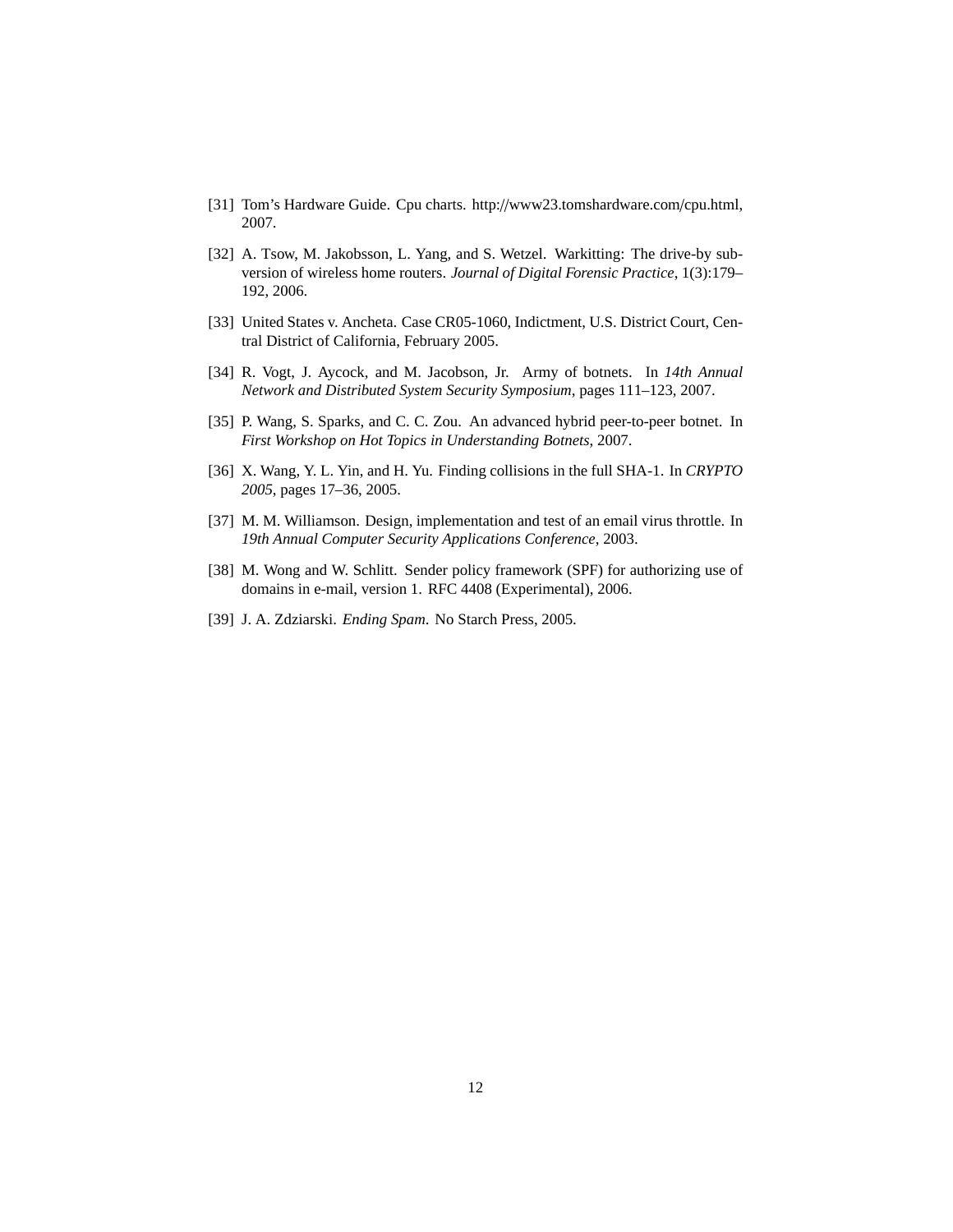[31] Tom's Hardware Guide. Cpu charts. http://www23.tomshardware.com/cpu.html, 2007.

[32] A. Tsow, M. Jakobsson, L. Yang, and S. Wetzel. Warkitting: The drive-by subversion of wireless home routers. *Journal of Digital Forensic Practice*, 1(3):179–192, 2006.

[33] United States v. Ancheta. Case CR05-1060, Indictment, U.S. District Court, Central District of California, February 2005.

[34] R. Vogt, J. Aycock, and M. Jacobson, Jr. Army of botnets. In *14th Annual Network and Distributed System Security Symposium*, pages 111–123, 2007.

[35] P. Wang, S. Sparks, and C. C. Zou. An advanced hybrid peer-to-peer botnet. In *First Workshop on Hot Topics in Understanding Botnets*, 2007.

[36] X. Wang, Y. L. Yin, and H. Yu. Finding collisions in the full SHA-1. In *CRYPTO 2005*, pages 17–36, 2005.

[37] M. M. Williamson. Design, implementation and test of an email virus throttle. In *19th Annual Computer Security Applications Conference*, 2003.

[38] M. Wong and W. Schlitt. Sender policy framework (SPF) for authorizing use of domains in e-mail, version 1. RFC 4408 (Experimental), 2006.

[39] J. A. Zdziarski. *Ending Spam*. No Starch Press, 2005.